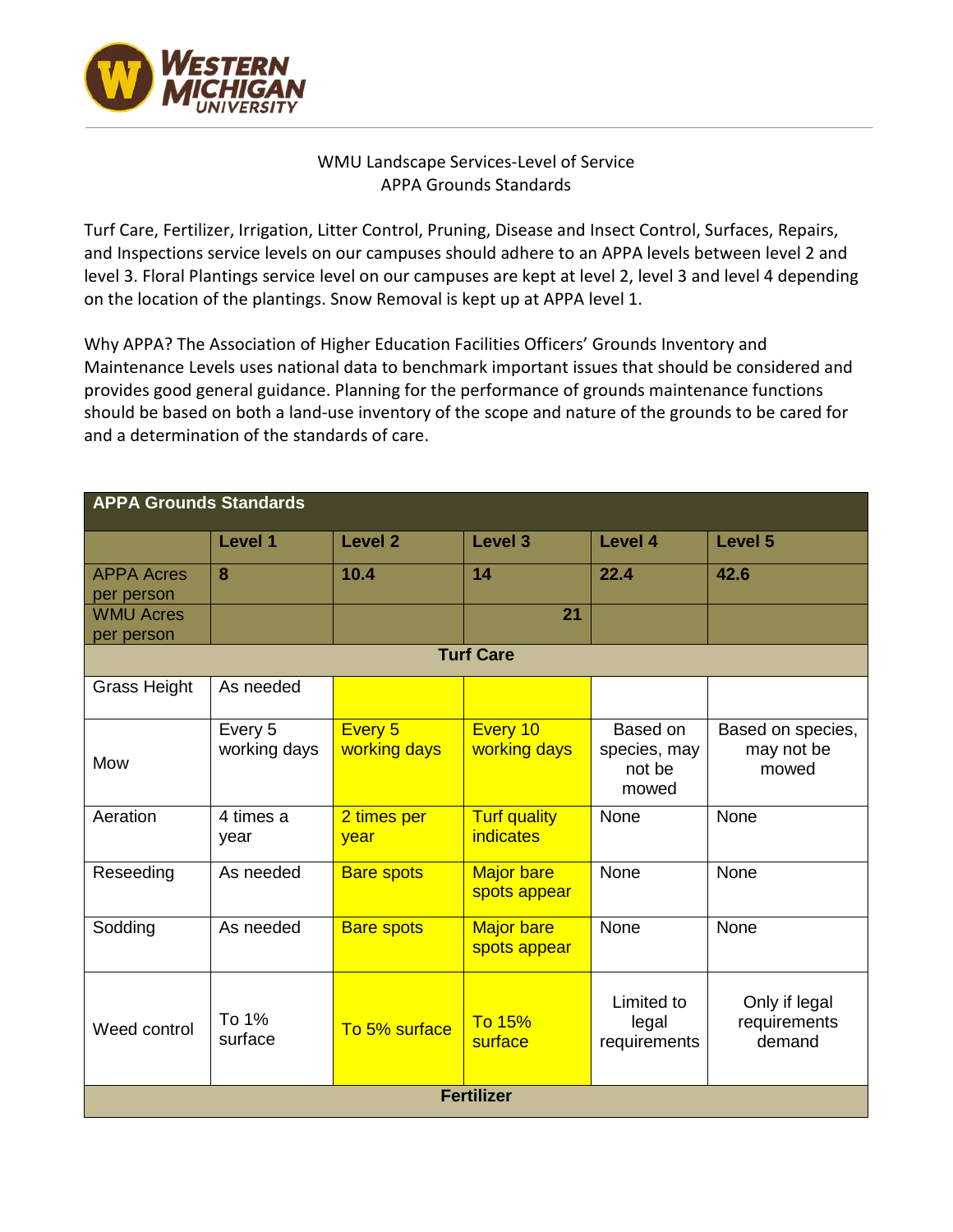WMU Landscape Services-Level of Service
APPA Grounds Standards

Turf Care, Fertilizer, Irrigation, Litter Control, Pruning, Disease and Insect Control, Surfaces, Repairs, and Inspections service levels on our campuses should adhere to an APPA levels between level 2 and level 3. Floral Plantings service level on our campuses are kept at level 2, level 3 and level 4 depending on the location of the plantings. Snow Removal is kept up at APPA level 1.

Why APPA? The Association of Higher Education Facilities Officers' Grounds Inventory and Maintenance Levels uses national data to benchmark important issues that should be considered and provides good general guidance. Planning for the performance of grounds maintenance functions should be based on both a land-use inventory of the scope and nature of the grounds to be cared for and a determination of the standards of care.

| APPA Grounds Standards | | | | | |
|---|---|---|---|---|---|
| | **Level 1** | **Level 2** | **Level 3** | **Level 4** | **Level 5** |
| APPA Acres per person | **8** | **10.4** | **14** | **22.4** | **42.6** |
| WMU Acres per person | | | **21** | | |
| **Turf Care** | | | | | |
| Grass Height | As needed | | | | |
| Mow | Every 5 working days | Every 5 working days | Every 10 working days | Based on species, may not be mowed | Based on species, may not be mowed |
| Aeration | 4 times a year | 2 times per year | Turf quality indicates | None | None |
| Reseeding | As needed | Bare spots | Major bare spots appear | None | None |
| Sodding | As needed | Bare spots | Major bare spots appear | None | None |
| Weed control | To 1% surface | To 5% surface | To 15% surface | Limited to legal requirements | Only if legal requirements demand |
| **Fertilizer** | | | | | |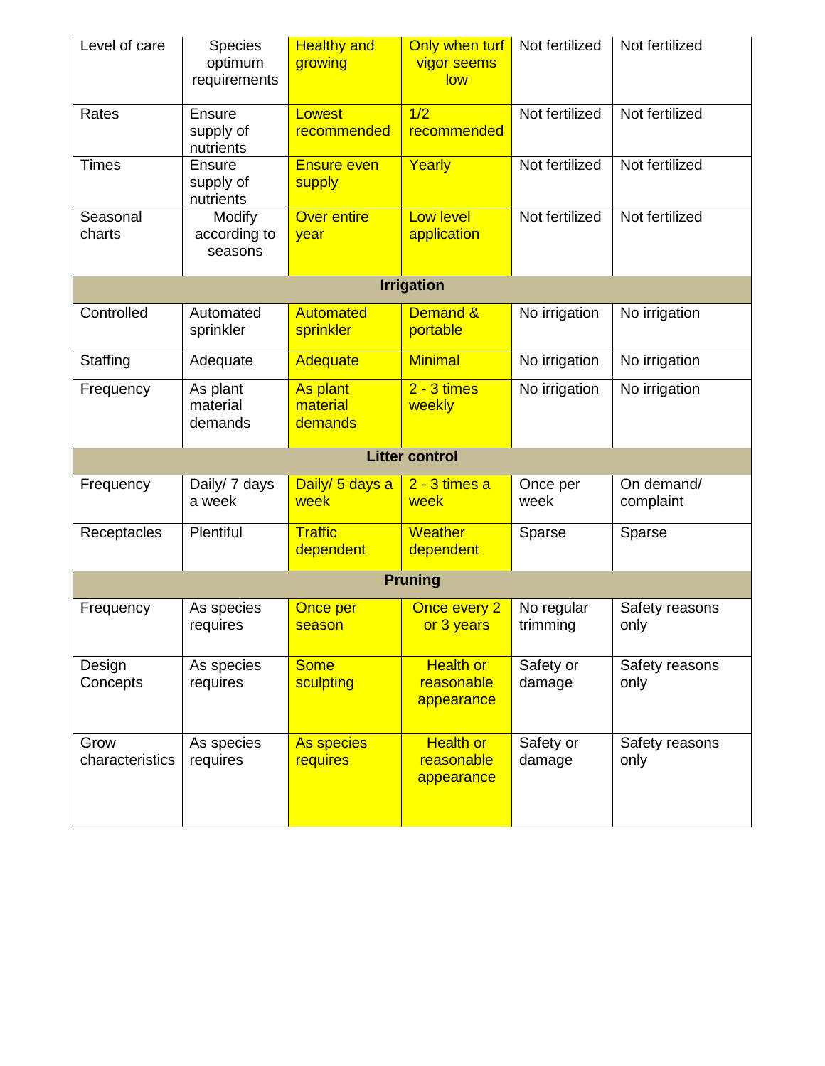| | | | | | |
|---|---|---|---|---|---|
| Level of care | Species optimum requirements | Healthy and growing | Only when turf vigor seems low | Not fertilized | Not fertilized |
| Rates | Ensure supply of nutrients | Lowest recommended | 1/2 recommended | Not fertilized | Not fertilized |
| Times | Ensure supply of nutrients | Ensure even supply | Yearly | Not fertilized | Not fertilized |
| Seasonal charts | Modify according to seasons | Over entire year | Low level application | Not fertilized | Not fertilized |
| **Irrigation** | | | | | |
| Controlled | Automated sprinkler | Automated sprinkler | Demand & portable | No irrigation | No irrigation |
| Staffing | Adequate | Adequate | Minimal | No irrigation | No irrigation |
| Frequency | As plant material demands | As plant material demands | 2 - 3 times weekly | No irrigation | No irrigation |
| **Litter control** | | | | | |
| Frequency | Daily/ 7 days a week | Daily/ 5 days a week | 2 - 3 times a week | Once per week | On demand/ complaint |
| Receptacles | Plentiful | Traffic dependent | Weather dependent | Sparse | Sparse |
| **Pruning** | | | | | |
| Frequency | As species requires | Once per season | Once every 2 or 3 years | No regular trimming | Safety reasons only |
| Design Concepts | As species requires | Some sculpting | Health or reasonable appearance | Safety or damage | Safety reasons only |
| Grow characteristics | As species requires | As species requires | Health or reasonable appearance | Safety or damage | Safety reasons only |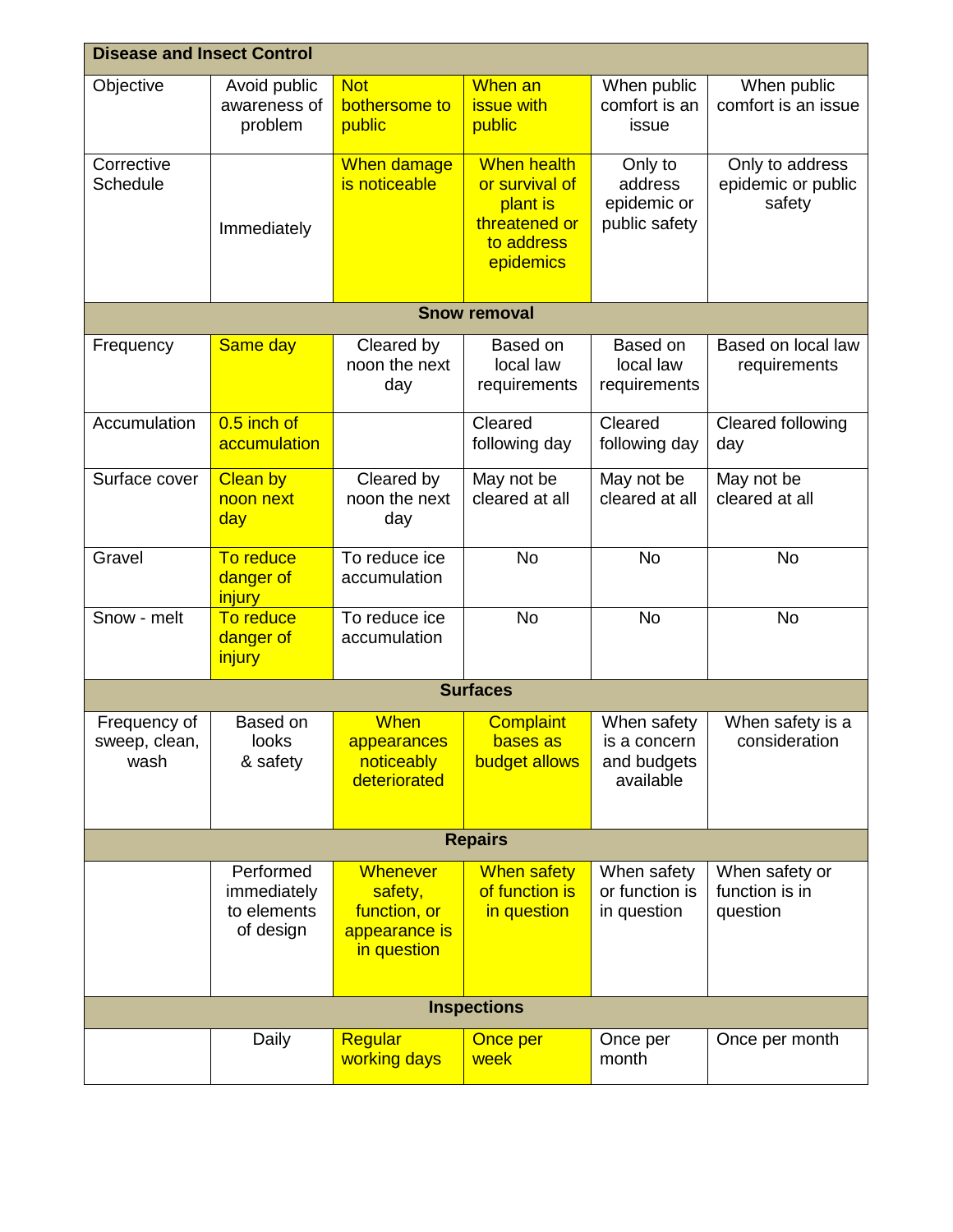| Disease and Insect Control | | | | | |
|---|---|---|---|---|---|
| Objective | Avoid public awareness of problem | Not bothersome to public | When an issue with public | When public comfort is an issue | When public comfort is an issue |
| Corrective Schedule | Immediately | When damage is noticeable | When health or survival of plant is threatened or to address epidemics | Only to address epidemic or public safety | Only to address epidemic or public safety |
| **Snow removal** | | | | | |
| Frequency | Same day | Cleared by noon the next day | Based on local law requirements | Based on local law requirements | Based on local law requirements |
| Accumulation | 0.5 inch of accumulation | | Cleared following day | Cleared following day | Cleared following day |
| Surface cover | Clean by noon next day | Cleared by noon the next day | May not be cleared at all | May not be cleared at all | May not be cleared at all |
| Gravel | To reduce danger of injury | To reduce ice accumulation | No | No | No |
| Snow - melt | To reduce danger of injury | To reduce ice accumulation | No | No | No |
| **Surfaces** | | | | | |
| Frequency of sweep, clean, wash | Based on looks & safety | When appearances noticeably deteriorated | Complaint bases as budget allows | When safety is a concern and budgets available | When safety is a consideration |
| **Repairs** | | | | | |
| | Performed immediately to elements of design | Whenever safety, function, or appearance is in question | When safety of function is in question | When safety or function is in question | When safety or function is in question |
| **Inspections** | | | | | |
| | Daily | Regular working days | Once per week | Once per month | Once per month |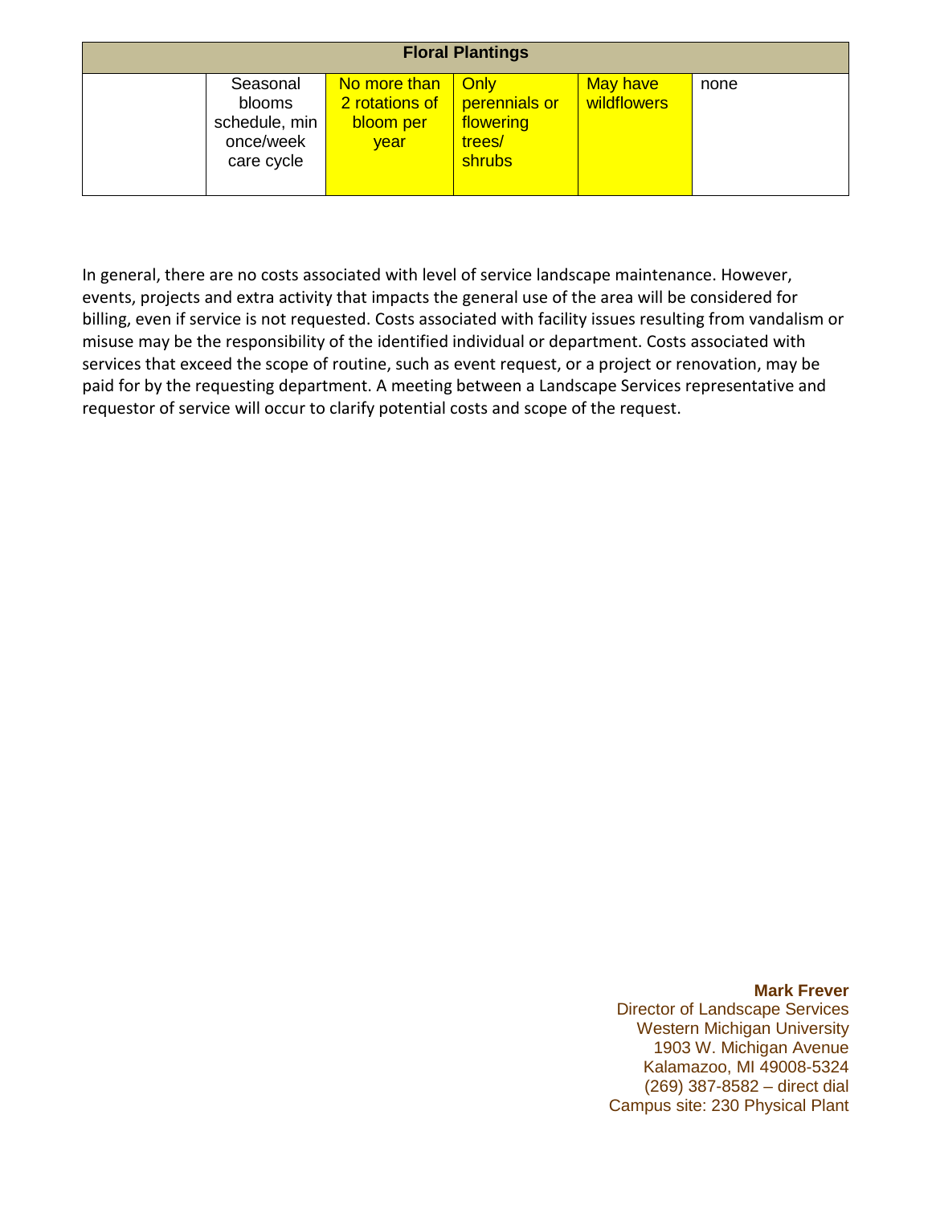| Floral Plantings | | | | | |
|---|---|---|---|---|---|
| | Seasonal blooms schedule, min once/week care cycle | No more than 2 rotations of bloom per year | Only perennials or flowering trees/ shrubs | May have wildflowers | none |

In general, there are no costs associated with level of service landscape maintenance. However, events, projects and extra activity that impacts the general use of the area will be considered for billing, even if service is not requested. Costs associated with facility issues resulting from vandalism or misuse may be the responsibility of the identified individual or department. Costs associated with services that exceed the scope of routine, such as event request, or a project or renovation, may be paid for by the requesting department. A meeting between a Landscape Services representative and requestor of service will occur to clarify potential costs and scope of the request.

**Mark Frever**
Director of Landscape Services
Western Michigan University
1903 W. Michigan Avenue
Kalamazoo, MI 49008-5324
(269) 387-8582 – direct dial
Campus site: 230 Physical Plant